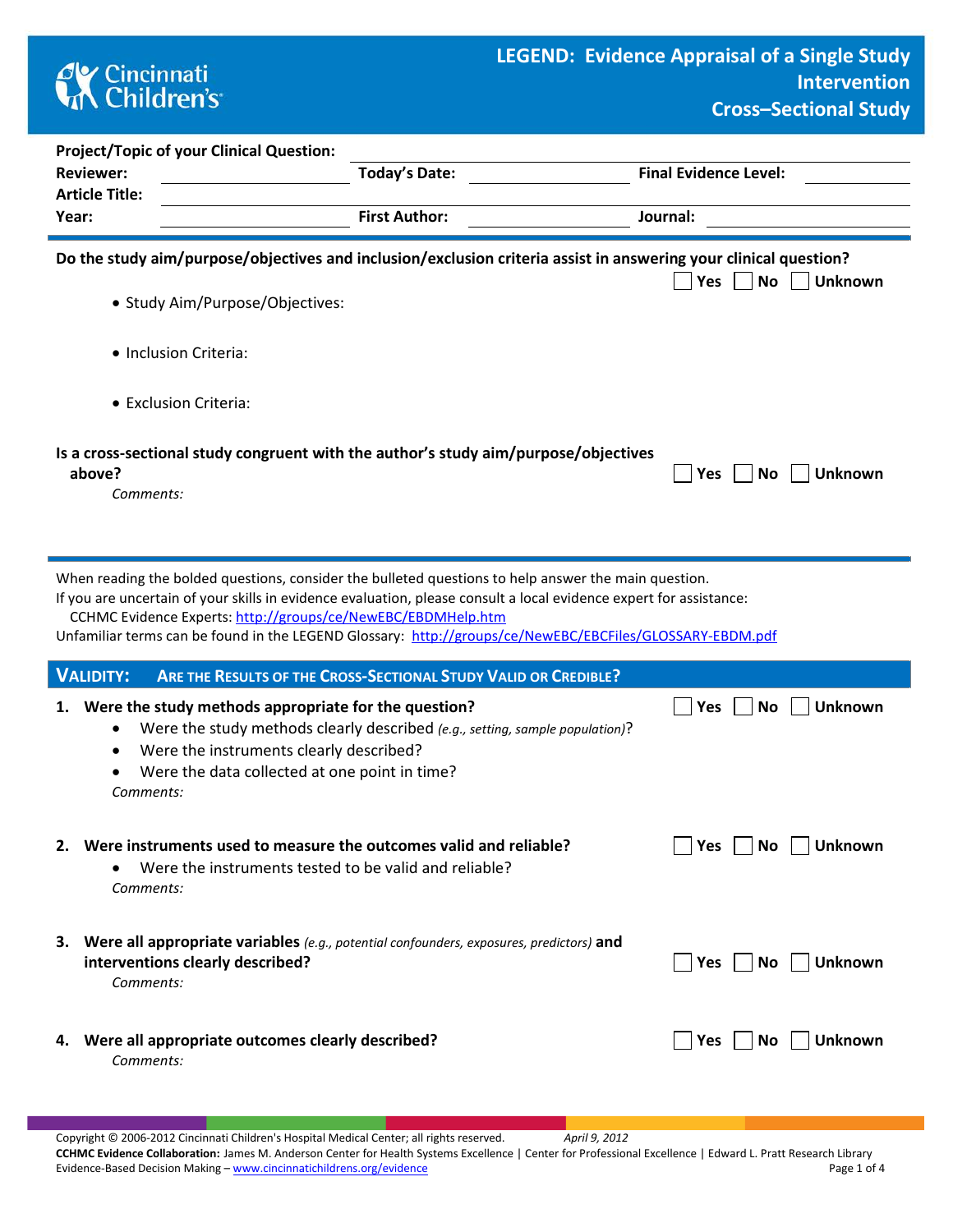# LEGEND: Evidence Appraisal of a Single Study Intervention Cross–Sectional Study

Cincinnati Children's

**Project/Topic of your Clinical Question:** \_\_\_\_\_\_\_\_\_\_

**Reviewer:** \_\_\_\_\_\_\_\_\_\_ **Today's Date:** \_\_\_\_\_\_\_\_\_\_ **Final Evidence Level:** \_\_\_\_\_\_\_\_\_\_

**Article Title:** \_\_\_\_\_\_\_\_\_\_

**Year:** \_\_\_\_\_\_\_\_\_\_ **First Author:** \_\_\_\_\_\_\_\_\_\_ **Journal:** \_\_\_\_\_\_\_\_\_\_

---

**Do the study aim/purpose/objectives and inclusion/exclusion criteria assist in answering your clinical question?** ☐ Yes ☐ No ☐ Unknown

- Study Aim/Purpose/Objectives:
- Inclusion Criteria:
- Exclusion Criteria:

**Is a cross-sectional study congruent with the author's study aim/purpose/objectives above?** ☐ Yes ☐ No ☐ Unknown

*Comments:*

---

When reading the bolded questions, consider the bulleted questions to help answer the main question.
If you are uncertain of your skills in evidence evaluation, please consult a local evidence expert for assistance:
CCHMC Evidence Experts: http://groups/ce/NewEBC/EBDMHelp.htm
Unfamiliar terms can be found in the LEGEND Glossary: http://groups/ce/NewEBC/EBCFiles/GLOSSARY-EBDM.pdf

## VALIDITY: ARE THE RESULTS OF THE CROSS-SECTIONAL STUDY VALID OR CREDIBLE?

1. **Were the study methods appropriate for the question?** ☐ Yes ☐ No ☐ Unknown
   - Were the study methods clearly described *(e.g., setting, sample population)*?
   - Were the instruments clearly described?
   - Were the data collected at one point in time?

   *Comments:*

2. **Were instruments used to measure the outcomes valid and reliable?** ☐ Yes ☐ No ☐ Unknown
   - Were the instruments tested to be valid and reliable?

   *Comments:*

3. **Were all appropriate variables** *(e.g., potential confounders, exposures, predictors)* **and interventions clearly described?** ☐ Yes ☐ No ☐ Unknown

   *Comments:*

4. **Were all appropriate outcomes clearly described?** ☐ Yes ☐ No ☐ Unknown

   *Comments:*

Copyright © 2006-2012 Cincinnati Children's Hospital Medical Center; all rights reserved. *April 9, 2012*
**CCHMC Evidence Collaboration:** James M. Anderson Center for Health Systems Excellence | Center for Professional Excellence | Edward L. Pratt Research Library
Evidence-Based Decision Making – www.cincinnatichildrens.org/evidence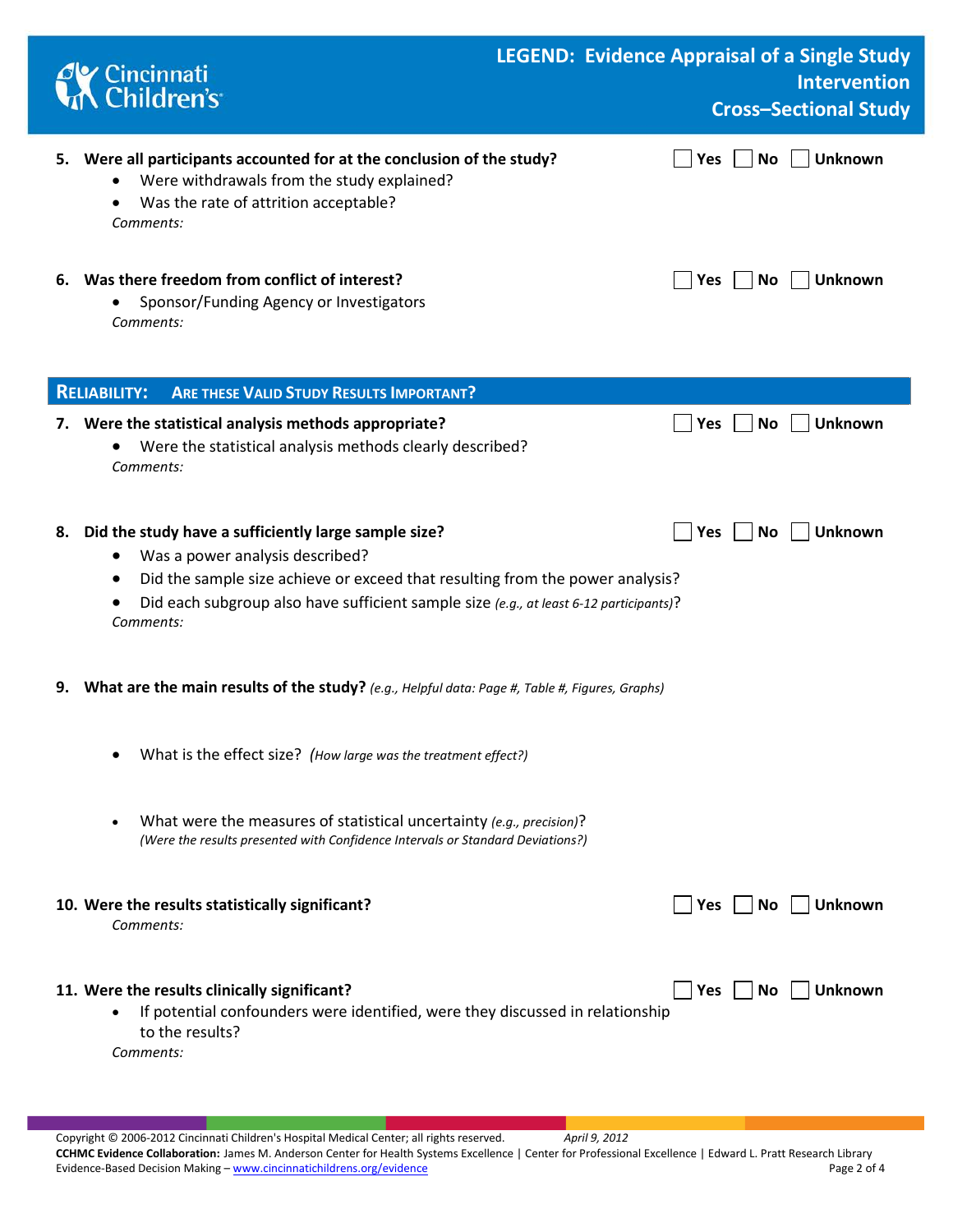5. **Were all participants accounted for at the conclusion of the study?** ☐ Yes ☐ No ☐ Unknown
   - Were withdrawals from the study explained?
   - Was the rate of attrition acceptable?

   *Comments:*

6. **Was there freedom from conflict of interest?** ☐ Yes ☐ No ☐ Unknown
   - Sponsor/Funding Agency or Investigators

   *Comments:*

## RELIABILITY: ARE THESE VALID STUDY RESULTS IMPORTANT?

7. **Were the statistical analysis methods appropriate?** ☐ Yes ☐ No ☐ Unknown
   - Were the statistical analysis methods clearly described?

   *Comments:*

8. **Did the study have a sufficiently large sample size?** ☐ Yes ☐ No ☐ Unknown
   - Was a power analysis described?
   - Did the sample size achieve or exceed that resulting from the power analysis?
   - Did each subgroup also have sufficient sample size *(e.g., at least 6-12 participants)*?

   *Comments:*

9. **What are the main results of the study?** *(e.g., Helpful data: Page #, Table #, Figures, Graphs)*

   - What is the effect size? *(How large was the treatment effect?)*

   - What were the measures of statistical uncertainty *(e.g., precision)*?
     *(Were the results presented with Confidence Intervals or Standard Deviations?)*

10. **Were the results statistically significant?** ☐ Yes ☐ No ☐ Unknown

    *Comments:*

11. **Were the results clinically significant?** ☐ Yes ☐ No ☐ Unknown
    - If potential confounders were identified, were they discussed in relationship to the results?

    *Comments:*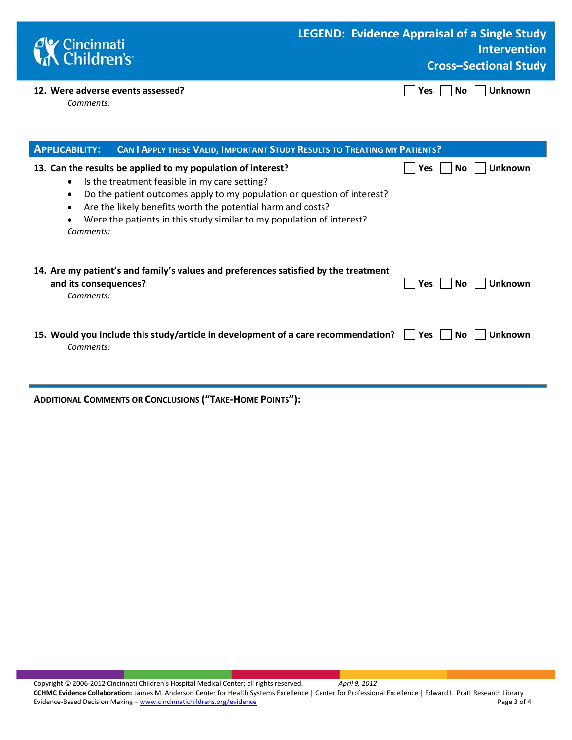**12. Were adverse events assessed?** ☐ Yes ☐ No ☐ Unknown

*Comments:*

## APPLICABILITY: CAN I APPLY THESE VALID, IMPORTANT STUDY RESULTS TO TREATING MY PATIENTS?

**13. Can the results be applied to my population of interest?** ☐ Yes ☐ No ☐ Unknown

- Is the treatment feasible in my care setting?
- Do the patient outcomes apply to my population or question of interest?
- Are the likely benefits worth the potential harm and costs?
- Were the patients in this study similar to my population of interest?

*Comments:*

**14. Are my patient's and family's values and preferences satisfied by the treatment and its consequences?** ☐ Yes ☐ No ☐ Unknown

*Comments:*

**15. Would you include this study/article in development of a care recommendation?** ☐ Yes ☐ No ☐ Unknown

*Comments:*

---

**ADDITIONAL COMMENTS OR CONCLUSIONS ("TAKE-HOME POINTS"):**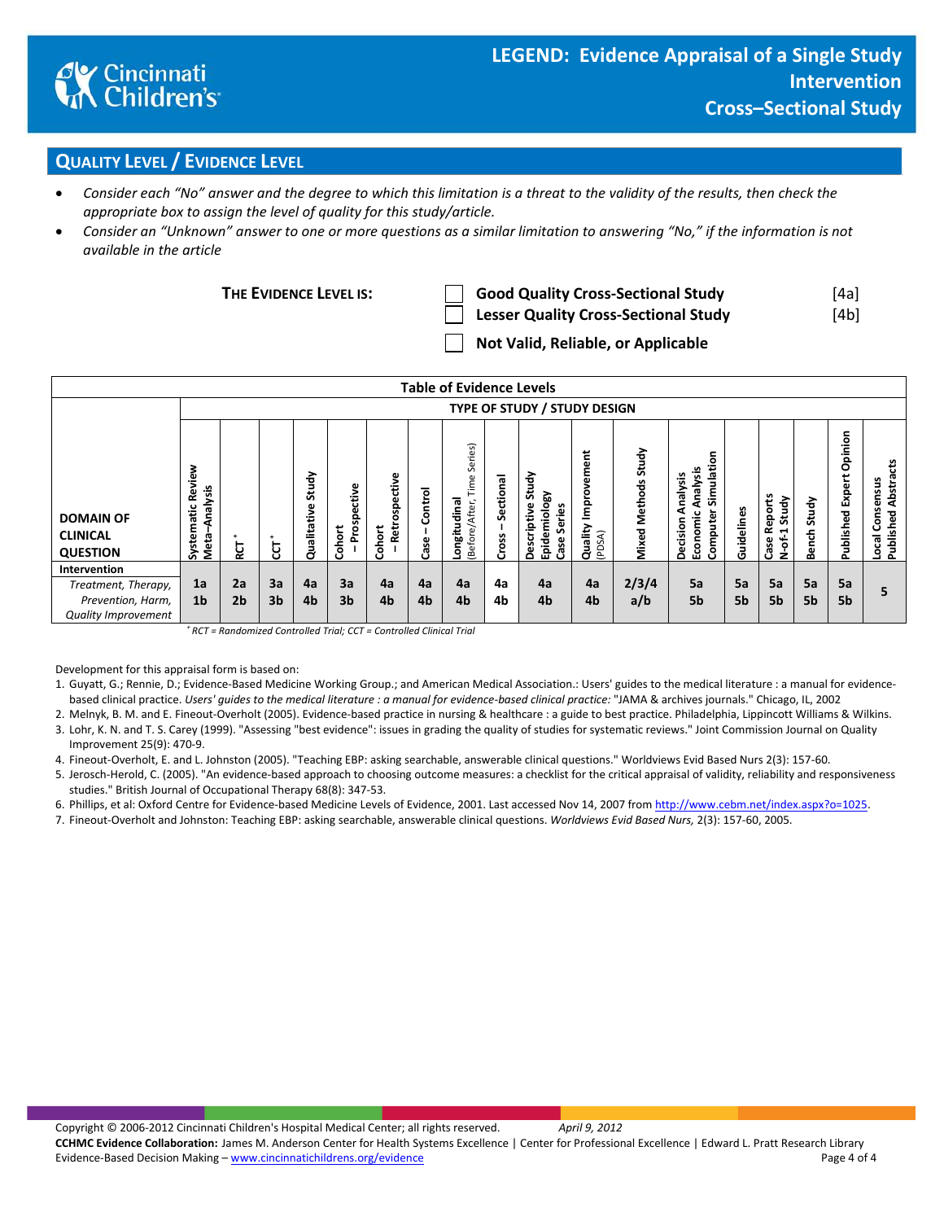# LEGEND: Evidence Appraisal of a Single Study Intervention Cross–Sectional Study

## Quality Level / Evidence Level

- *Consider each "No" answer and the degree to which this limitation is a threat to the validity of the results, then check the appropriate box to assign the level of quality for this study/article.*
- *Consider an "Unknown" answer to one or more questions as a similar limitation to answering "No," if the information is not available in the article*

**The Evidence Level is:**

- ☐ **Good Quality Cross-Sectional Study** [4a]
- ☐ **Lesser Quality Cross-Sectional Study** [4b]
- ☐ **Not Valid, Reliable, or Applicable**

**Table of Evidence Levels**

| DOMAIN OF CLINICAL QUESTION | TYPE OF STUDY / STUDY DESIGN | | | | | | | | | | | | | | | | | | |
|---|---|---|---|---|---|---|---|---|---|---|---|---|---|---|---|---|---|---|---|
| | Systematic Review Meta–Analysis | RCT[+] | CCT[+] | Qualitative Study | Cohort – Prospective | Cohort – Retrospective | Case – Control | Longitudinal (Before/After, Time Series) | Cross – Sectional | Descriptive Study Epidemiology Case Series | Quality Improvement (PDSA) | Mixed Methods Study | Decision Analysis Economic Analysis Computer Simulation | Guidelines | Case Reports N-of-1 Study | Bench Study | Published Expert Opinion | Local Consensus Published Abstracts |
| **Intervention** *Treatment, Therapy, Prevention, Harm, Quality Improvement* | 1a 1b | 2a 2b | 3a 3b | 4a 4b | 3a 3b | 4a 4b | 4a 4b | 4a 4b | 4a 4b | 4a 4b | 4a 4b | 2/3/4 a/b | 5a 5b | 5a 5b | 5a 5b | 5a 5b | 5a 5b | 5 |

*[+] RCT = Randomized Controlled Trial; CCT = Controlled Clinical Trial*

Development for this appraisal form is based on:

1. Guyatt, G.; Rennie, D.; Evidence-Based Medicine Working Group.; and American Medical Association.: Users' guides to the medical literature : a manual for evidence-based clinical practice. *Users' guides to the medical literature : a manual for evidence-based clinical practice:* "JAMA & archives journals." Chicago, IL, 2002
2. Melnyk, B. M. and E. Fineout-Overholt (2005). Evidence-based practice in nursing & healthcare : a guide to best practice. Philadelphia, Lippincott Williams & Wilkins.
3. Lohr, K. N. and T. S. Carey (1999). "Assessing "best evidence": issues in grading the quality of studies for systematic reviews." Joint Commission Journal on Quality Improvement 25(9): 470-9.
4. Fineout-Overholt, E. and L. Johnston (2005). "Teaching EBP: asking searchable, answerable clinical questions." Worldviews Evid Based Nurs 2(3): 157-60.
5. Jerosch-Herold, C. (2005). "An evidence-based approach to choosing outcome measures: a checklist for the critical appraisal of validity, reliability and responsiveness studies." British Journal of Occupational Therapy 68(8): 347-53.
6. Phillips, et al: Oxford Centre for Evidence-based Medicine Levels of Evidence, 2001. Last accessed Nov 14, 2007 from http://www.cebm.net/index.aspx?o=1025.
7. Fineout-Overholt and Johnston: Teaching EBP: asking searchable, answerable clinical questions. *Worldviews Evid Based Nurs,* 2(3): 157-60, 2005.

Copyright © 2006-2012 Cincinnati Children's Hospital Medical Center; all rights reserved. *April 9, 2012*

**CCHMC Evidence Collaboration:** James M. Anderson Center for Health Systems Excellence | Center for Professional Excellence | Edward L. Pratt Research Library

Evidence-Based Decision Making – www.cincinnatichildrens.org/evidence